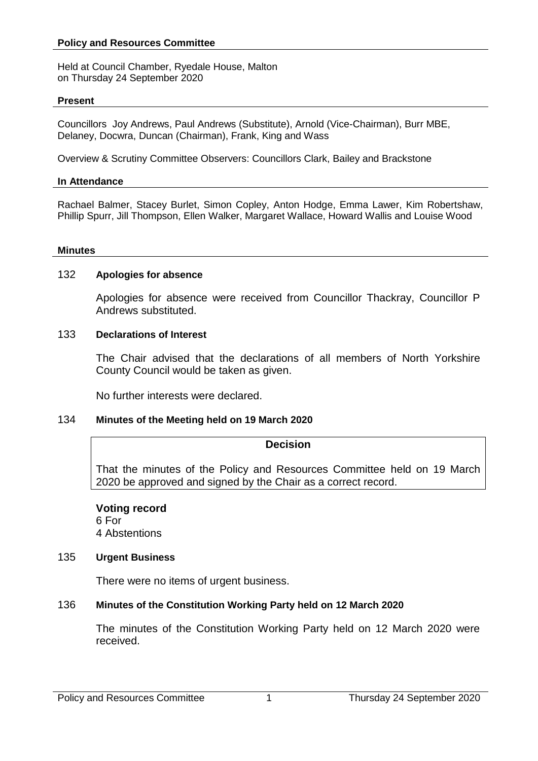## Policy and Resources Committee

Held at Council Chamber, Ryedale House, Malton
on Thursday 24 September 2020

### Present

Councillors Joy Andrews, Paul Andrews (Substitute), Arnold (Vice-Chairman), Burr MBE, Delaney, Docwra, Duncan (Chairman), Frank, King and Wass

Overview & Scrutiny Committee Observers: Councillors Clark, Bailey and Brackstone

### In Attendance

Rachael Balmer, Stacey Burlet, Simon Copley, Anton Hodge, Emma Lawer, Kim Robertshaw, Phillip Spurr, Jill Thompson, Ellen Walker, Margaret Wallace, Howard Wallis and Louise Wood

### Minutes

#### 132 Apologies for absence

Apologies for absence were received from Councillor Thackray, Councillor P Andrews substituted.

#### 133 Declarations of Interest

The Chair advised that the declarations of all members of North Yorkshire County Council would be taken as given.

No further interests were declared.

#### 134 Minutes of the Meeting held on 19 March 2020

**Decision**

That the minutes of the Policy and Resources Committee held on 19 March 2020 be approved and signed by the Chair as a correct record.

**Voting record**
6 For
4 Abstentions

#### 135 Urgent Business

There were no items of urgent business.

#### 136 Minutes of the Constitution Working Party held on 12 March 2020

The minutes of the Constitution Working Party held on 12 March 2020 were received.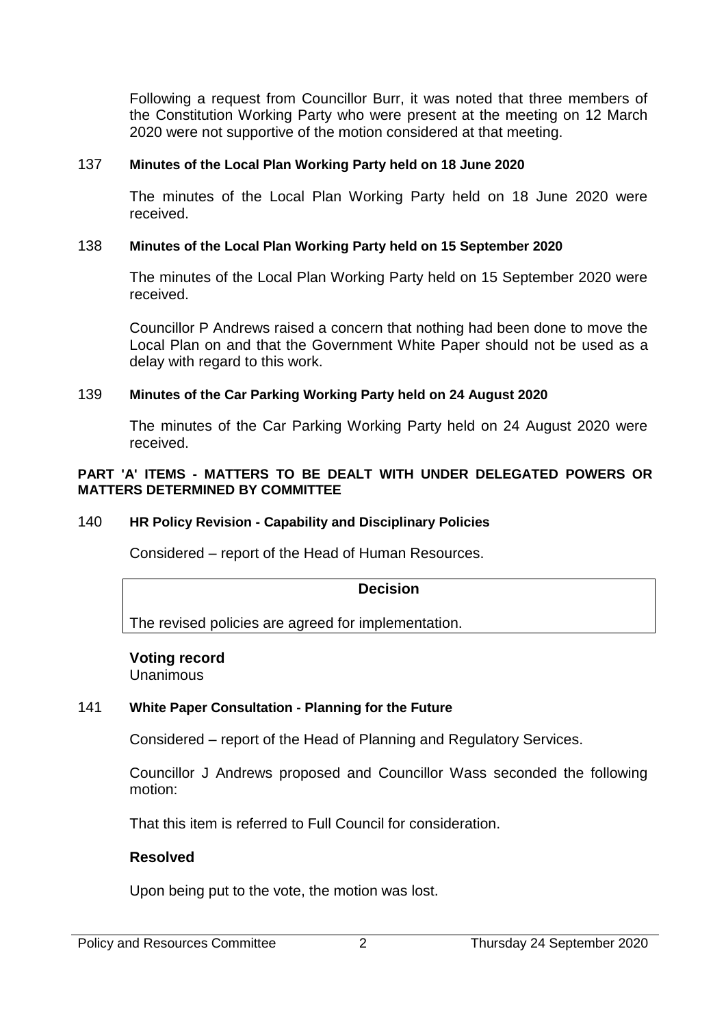Following a request from Councillor Burr, it was noted that three members of the Constitution Working Party who were present at the meeting on 12 March 2020 were not supportive of the motion considered at that meeting.

### 137 Minutes of the Local Plan Working Party held on 18 June 2020

The minutes of the Local Plan Working Party held on 18 June 2020 were received.

### 138 Minutes of the Local Plan Working Party held on 15 September 2020

The minutes of the Local Plan Working Party held on 15 September 2020 were received.

Councillor P Andrews raised a concern that nothing had been done to move the Local Plan on and that the Government White Paper should not be used as a delay with regard to this work.

### 139 Minutes of the Car Parking Working Party held on 24 August 2020

The minutes of the Car Parking Working Party held on 24 August 2020 were received.

## PART 'A' ITEMS - MATTERS TO BE DEALT WITH UNDER DELEGATED POWERS OR MATTERS DETERMINED BY COMMITTEE

### 140 HR Policy Revision - Capability and Disciplinary Policies

Considered – report of the Head of Human Resources.

| Decision |
| --- |
| The revised policies are agreed for implementation. |

**Voting record**
Unanimous

### 141 White Paper Consultation - Planning for the Future

Considered – report of the Head of Planning and Regulatory Services.

Councillor J Andrews proposed and Councillor Wass seconded the following motion:

That this item is referred to Full Council for consideration.

**Resolved**

Upon being put to the vote, the motion was lost.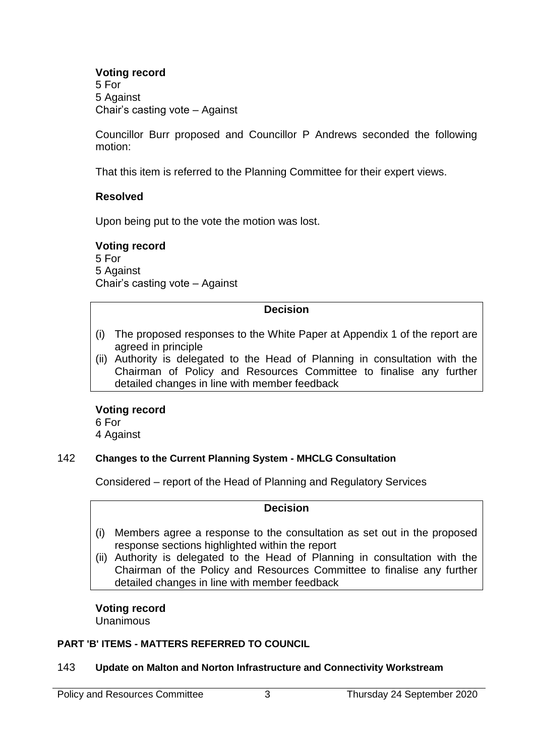**Voting record**
5 For
5 Against
Chair's casting vote – Against

Councillor Burr proposed and Councillor P Andrews seconded the following motion:

That this item is referred to the Planning Committee for their expert views.

**Resolved**

Upon being put to the vote the motion was lost.

**Voting record**
5 For
5 Against
Chair's casting vote – Against

**Decision**

(i) The proposed responses to the White Paper at Appendix 1 of the report are agreed in principle
(ii) Authority is delegated to the Head of Planning in consultation with the Chairman of Policy and Resources Committee to finalise any further detailed changes in line with member feedback

**Voting record**
6 For
4 Against

## 142 Changes to the Current Planning System - MHCLG Consultation

Considered – report of the Head of Planning and Regulatory Services

**Decision**

(i) Members agree a response to the consultation as set out in the proposed response sections highlighted within the report
(ii) Authority is delegated to the Head of Planning in consultation with the Chairman of the Policy and Resources Committee to finalise any further detailed changes in line with member feedback

**Voting record**
Unanimous

## PART 'B' ITEMS - MATTERS REFERRED TO COUNCIL

## 143 Update on Malton and Norton Infrastructure and Connectivity Workstream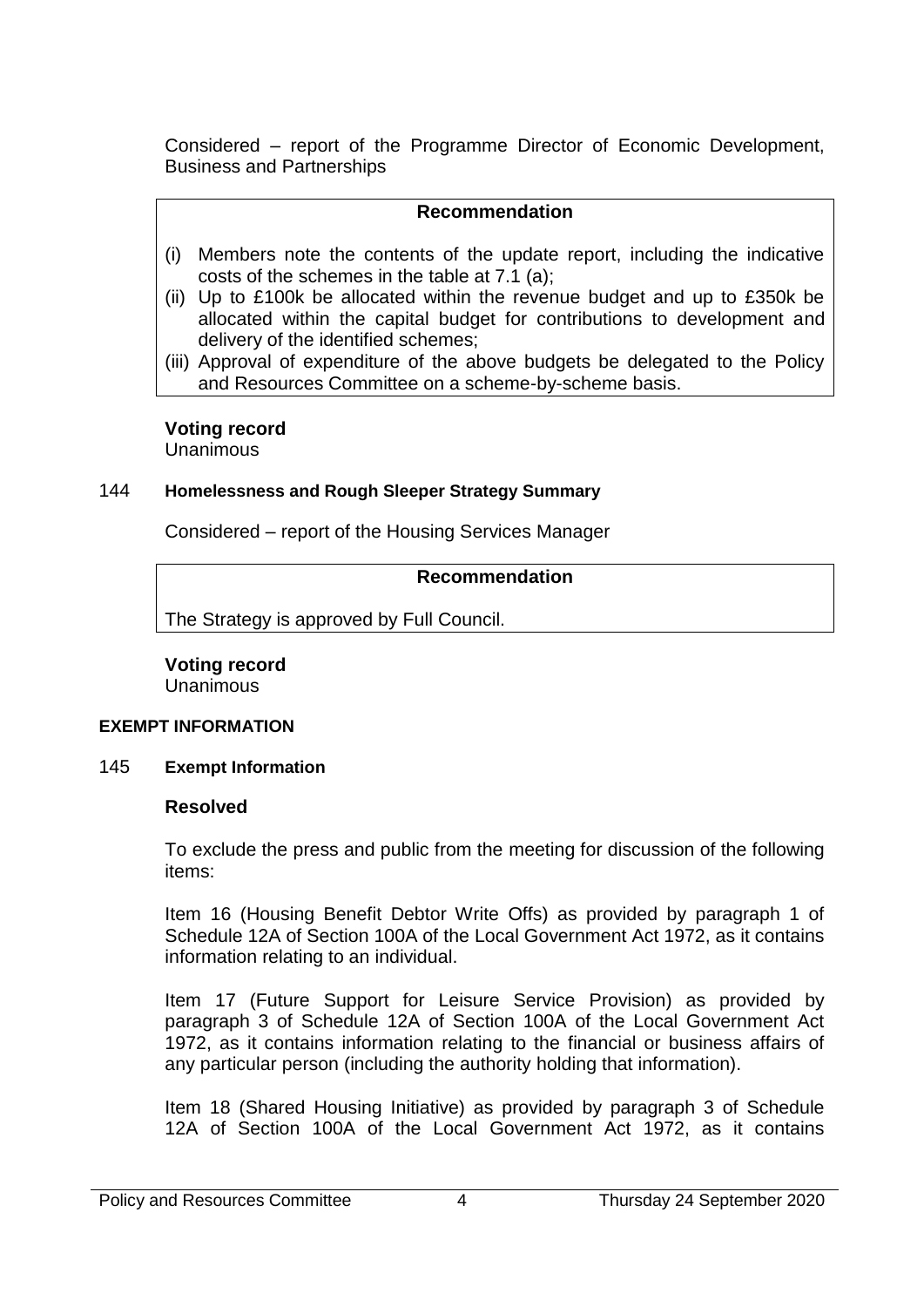Considered – report of the Programme Director of Economic Development, Business and Partnerships

**Recommendation**

(i) Members note the contents of the update report, including the indicative costs of the schemes in the table at 7.1 (a);
(ii) Up to £100k be allocated within the revenue budget and up to £350k be allocated within the capital budget for contributions to development and delivery of the identified schemes;
(iii) Approval of expenditure of the above budgets be delegated to the Policy and Resources Committee on a scheme-by-scheme basis.

**Voting record**
Unanimous

### 144 Homelessness and Rough Sleeper Strategy Summary

Considered – report of the Housing Services Manager

**Recommendation**

The Strategy is approved by Full Council.

**Voting record**
Unanimous

## EXEMPT INFORMATION

### 145 Exempt Information

**Resolved**

To exclude the press and public from the meeting for discussion of the following items:

Item 16 (Housing Benefit Debtor Write Offs) as provided by paragraph 1 of Schedule 12A of Section 100A of the Local Government Act 1972, as it contains information relating to an individual.

Item 17 (Future Support for Leisure Service Provision) as provided by paragraph 3 of Schedule 12A of Section 100A of the Local Government Act 1972, as it contains information relating to the financial or business affairs of any particular person (including the authority holding that information).

Item 18 (Shared Housing Initiative) as provided by paragraph 3 of Schedule 12A of Section 100A of the Local Government Act 1972, as it contains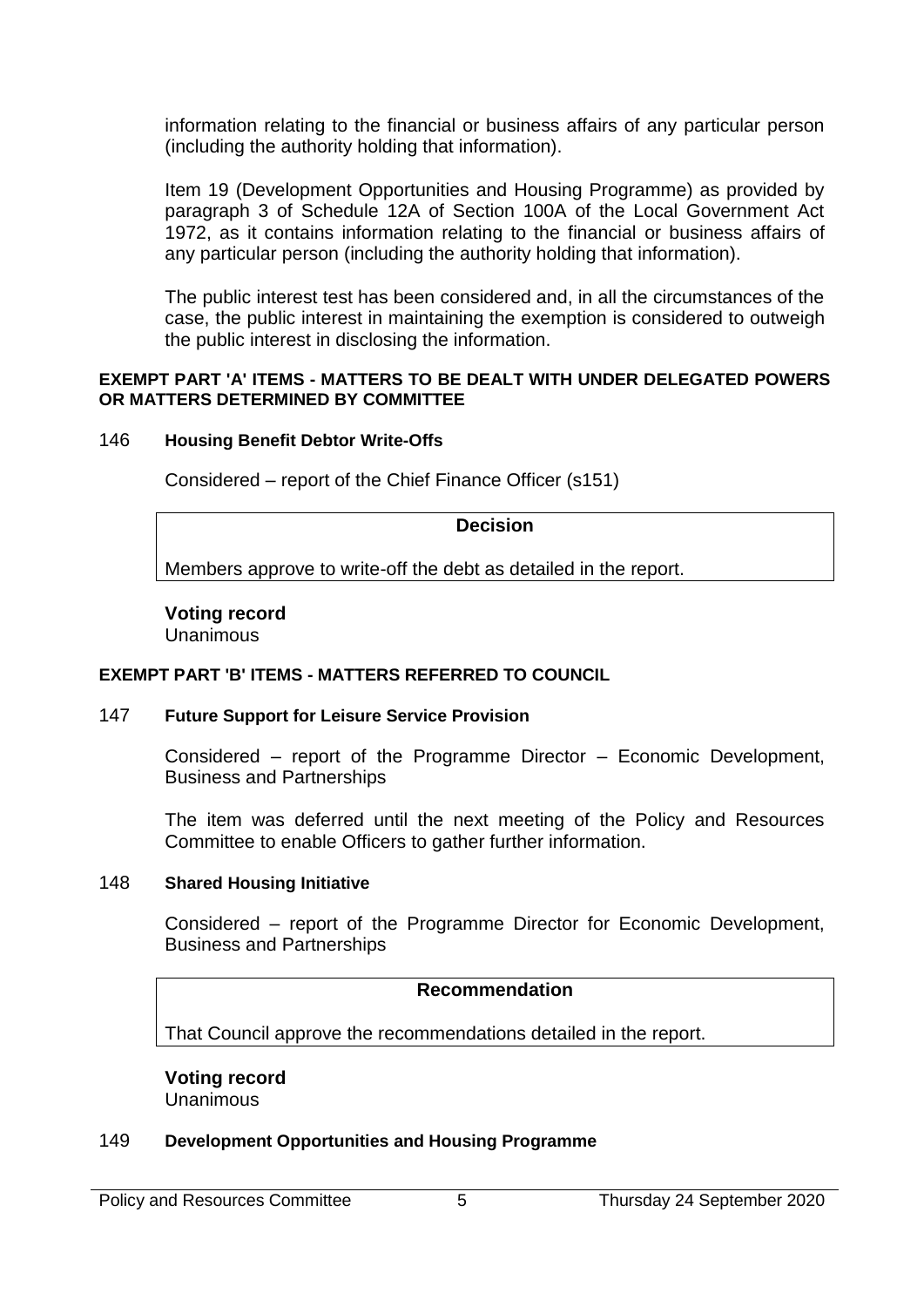information relating to the financial or business affairs of any particular person (including the authority holding that information).

Item 19 (Development Opportunities and Housing Programme) as provided by paragraph 3 of Schedule 12A of Section 100A of the Local Government Act 1972, as it contains information relating to the financial or business affairs of any particular person (including the authority holding that information).

The public interest test has been considered and, in all the circumstances of the case, the public interest in maintaining the exemption is considered to outweigh the public interest in disclosing the information.

**EXEMPT PART 'A' ITEMS - MATTERS TO BE DEALT WITH UNDER DELEGATED POWERS OR MATTERS DETERMINED BY COMMITTEE**

### 146 Housing Benefit Debtor Write-Offs

Considered – report of the Chief Finance Officer (s151)

| Decision |
|---|
| Members approve to write-off the debt as detailed in the report. |

**Voting record**
Unanimous

**EXEMPT PART 'B' ITEMS - MATTERS REFERRED TO COUNCIL**

### 147 Future Support for Leisure Service Provision

Considered – report of the Programme Director – Economic Development, Business and Partnerships

The item was deferred until the next meeting of the Policy and Resources Committee to enable Officers to gather further information.

### 148 Shared Housing Initiative

Considered – report of the Programme Director for Economic Development, Business and Partnerships

| Recommendation |
|---|
| That Council approve the recommendations detailed in the report. |

**Voting record**
Unanimous

### 149 Development Opportunities and Housing Programme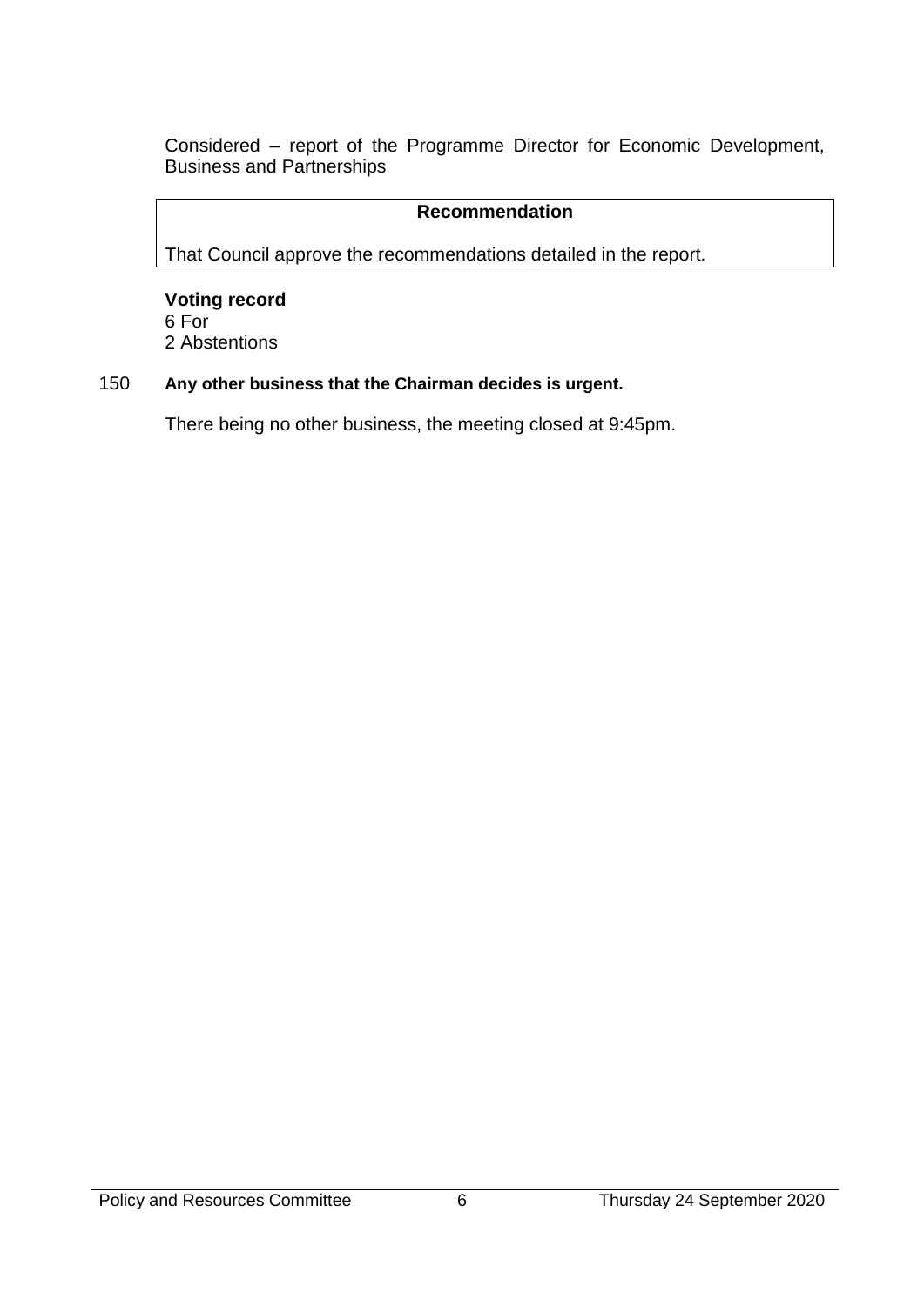Considered – report of the Programme Director for Economic Development, Business and Partnerships

| **Recommendation** |
|---|
| That Council approve the recommendations detailed in the report. |

**Voting record**
6 For
2 Abstentions

150 **Any other business that the Chairman decides is urgent.**

There being no other business, the meeting closed at 9:45pm.